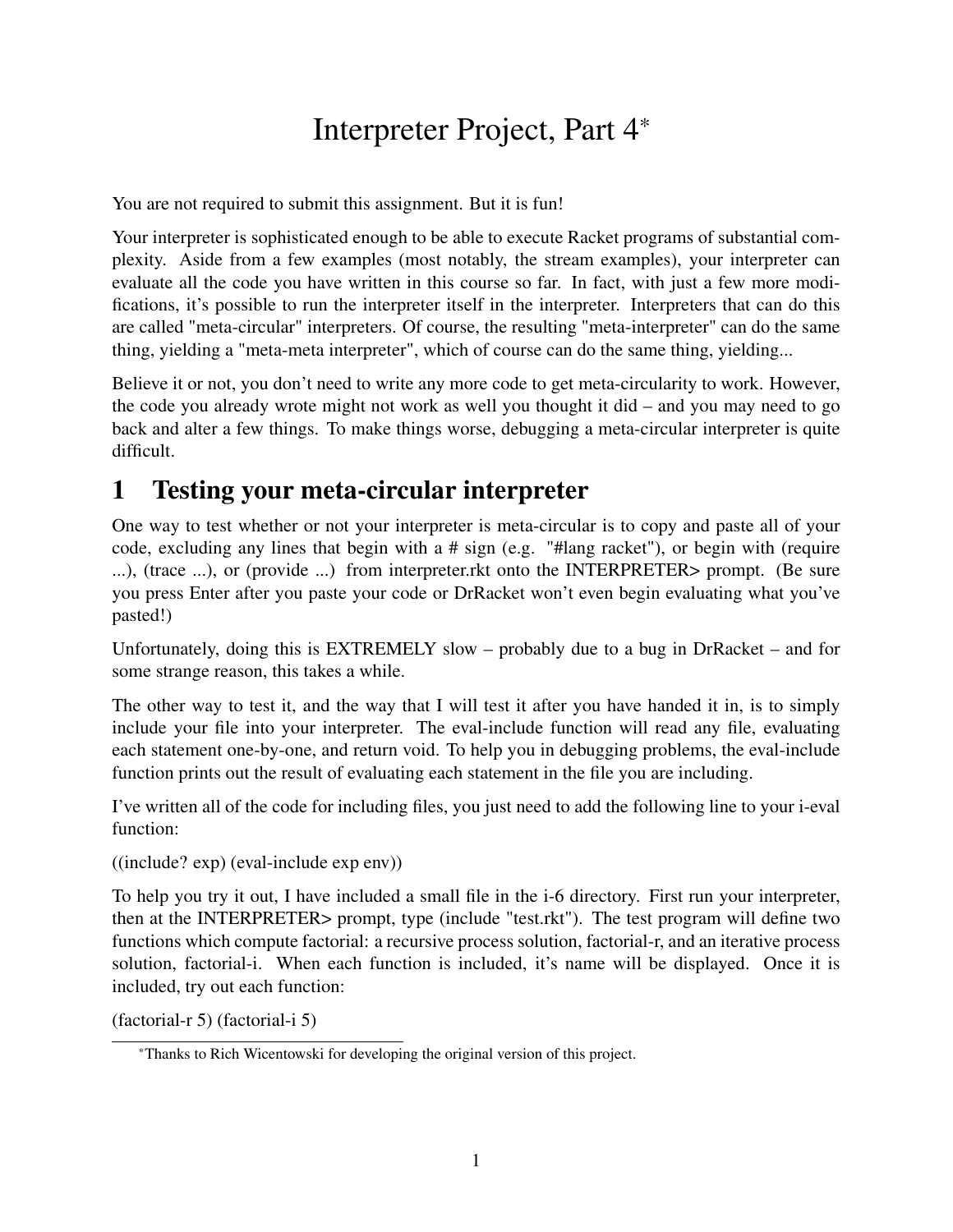# Interpreter Project, Part 4*

You are not required to submit this assignment. But it is fun!

Your interpreter is sophisticated enough to be able to execute Racket programs of substantial complexity. Aside from a few examples (most notably, the stream examples), your interpreter can evaluate all the code you have written in this course so far. In fact, with just a few more modifications, it's possible to run the interpreter itself in the interpreter. Interpreters that can do this are called "meta-circular" interpreters. Of course, the resulting "meta-interpreter" can do the same thing, yielding a "meta-meta interpreter", which of course can do the same thing, yielding...

Believe it or not, you don't need to write any more code to get meta-circularity to work. However, the code you already wrote might not work as well you thought it did – and you may need to go back and alter a few things. To make things worse, debugging a meta-circular interpreter is quite difficult.

## 1 Testing your meta-circular interpreter

One way to test whether or not your interpreter is meta-circular is to copy and paste all of your code, excluding any lines that begin with a # sign (e.g. "#lang racket"), or begin with (require ...), (trace ...), or (provide ...) from interpreter.rkt onto the INTERPRETER> prompt. (Be sure you press Enter after you paste your code or DrRacket won't even begin evaluating what you've pasted!)

Unfortunately, doing this is EXTREMELY slow – probably due to a bug in DrRacket – and for some strange reason, this takes a while.

The other way to test it, and the way that I will test it after you have handed it in, is to simply include your file into your interpreter. The eval-include function will read any file, evaluating each statement one-by-one, and return void. To help you in debugging problems, the eval-include function prints out the result of evaluating each statement in the file you are including.

I've written all of the code for including files, you just need to add the following line to your i-eval function:

```
((include? exp) (eval-include exp env))
```

To help you try it out, I have included a small file in the i-6 directory. First run your interpreter, then at the INTERPRETER> prompt, type (include "test.rkt"). The test program will define two functions which compute factorial: a recursive process solution, factorial-r, and an iterative process solution, factorial-i. When each function is included, it's name will be displayed. Once it is included, try out each function:

```
(factorial-r 5) (factorial-i 5)
```

*Thanks to Rich Wicentowski for developing the original version of this project.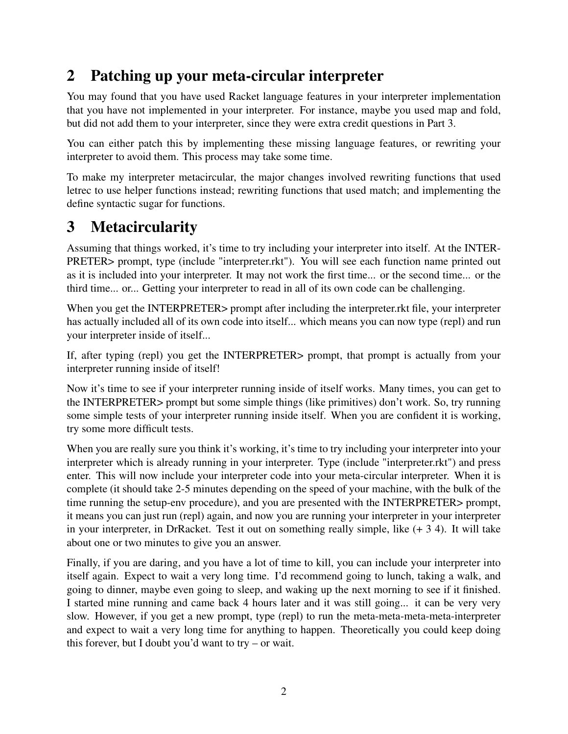## 2 Patching up your meta-circular interpreter

You may found that you have used Racket language features in your interpreter implementation that you have not implemented in your interpreter. For instance, maybe you used map and fold, but did not add them to your interpreter, since they were extra credit questions in Part 3.

You can either patch this by implementing these missing language features, or rewriting your interpreter to avoid them. This process may take some time.

To make my interpreter metacircular, the major changes involved rewriting functions that used letrec to use helper functions instead; rewriting functions that used match; and implementing the define syntactic sugar for functions.

## 3 Metacircularity

Assuming that things worked, it's time to try including your interpreter into itself. At the INTERPRETER> prompt, type (include "interpreter.rkt"). You will see each function name printed out as it is included into your interpreter. It may not work the first time... or the second time... or the third time... or... Getting your interpreter to read in all of its own code can be challenging.

When you get the INTERPRETER> prompt after including the interpreter.rkt file, your interpreter has actually included all of its own code into itself... which means you can now type (repl) and run your interpreter inside of itself...

If, after typing (repl) you get the INTERPRETER> prompt, that prompt is actually from your interpreter running inside of itself!

Now it's time to see if your interpreter running inside of itself works. Many times, you can get to the INTERPRETER> prompt but some simple things (like primitives) don't work. So, try running some simple tests of your interpreter running inside itself. When you are confident it is working, try some more difficult tests.

When you are really sure you think it's working, it's time to try including your interpreter into your interpreter which is already running in your interpreter. Type (include "interpreter.rkt") and press enter. This will now include your interpreter code into your meta-circular interpreter. When it is complete (it should take 2-5 minutes depending on the speed of your machine, with the bulk of the time running the setup-env procedure), and you are presented with the INTERPRETER> prompt, it means you can just run (repl) again, and now you are running your interpreter in your interpreter in your interpreter, in DrRacket. Test it out on something really simple, like (+ 3 4). It will take about one or two minutes to give you an answer.

Finally, if you are daring, and you have a lot of time to kill, you can include your interpreter into itself again. Expect to wait a very long time. I'd recommend going to lunch, taking a walk, and going to dinner, maybe even going to sleep, and waking up the next morning to see if it finished. I started mine running and came back 4 hours later and it was still going... it can be very very slow. However, if you get a new prompt, type (repl) to run the meta-meta-meta-meta-interpreter and expect to wait a very long time for anything to happen. Theoretically you could keep doing this forever, but I doubt you'd want to try – or wait.